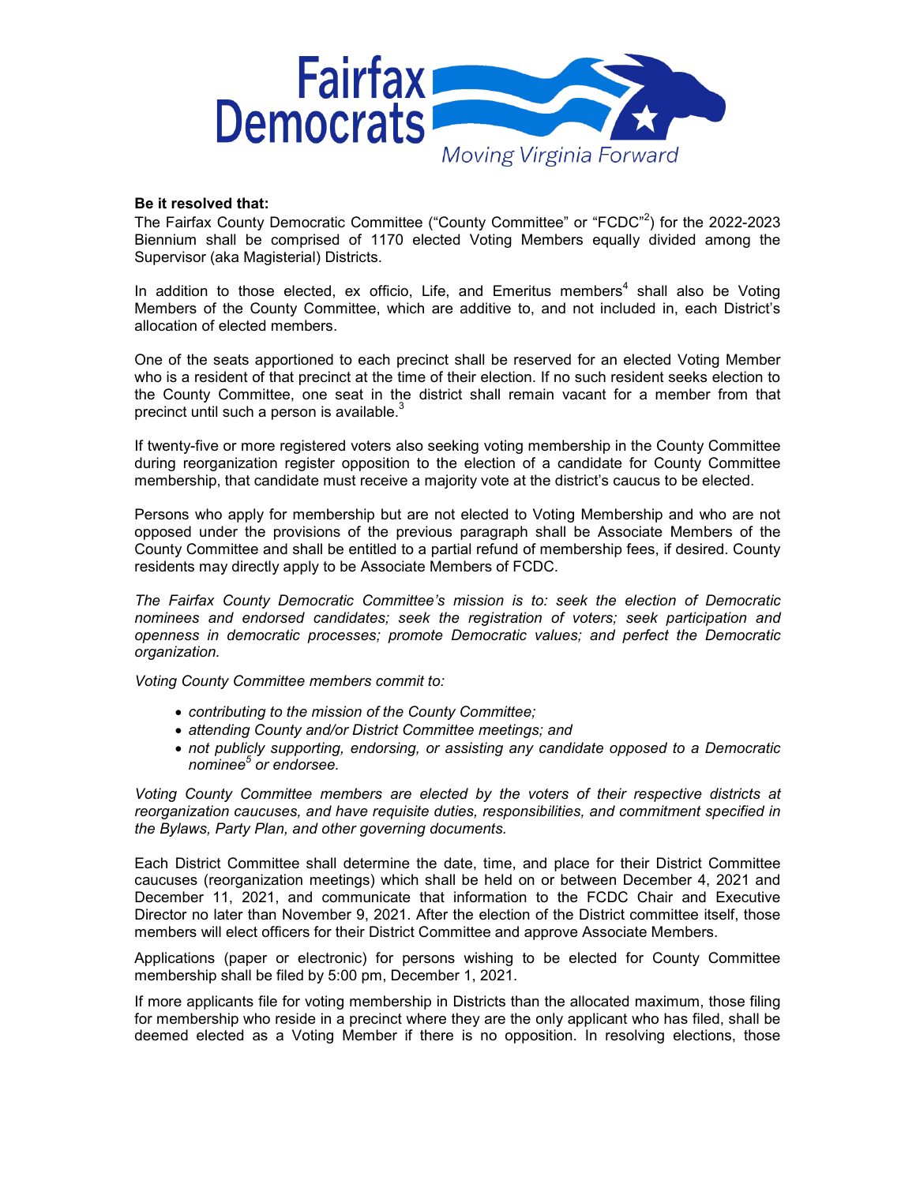Fairfax Democrats

Moving Virginia Forward

**Be it resolved that:**

The Fairfax County Democratic Committee ("County Committee" or "FCDC"[2]) for the 2022-2023 Biennium shall be comprised of 1170 elected Voting Members equally divided among the Supervisor (aka Magisterial) Districts.

In addition to those elected, ex officio, Life, and Emeritus members[4] shall also be Voting Members of the County Committee, which are additive to, and not included in, each District's allocation of elected members.

One of the seats apportioned to each precinct shall be reserved for an elected Voting Member who is a resident of that precinct at the time of their election. If no such resident seeks election to the County Committee, one seat in the district shall remain vacant for a member from that precinct until such a person is available.[3]

If twenty-five or more registered voters also seeking voting membership in the County Committee during reorganization register opposition to the election of a candidate for County Committee membership, that candidate must receive a majority vote at the district's caucus to be elected.

Persons who apply for membership but are not elected to Voting Membership and who are not opposed under the provisions of the previous paragraph shall be Associate Members of the County Committee and shall be entitled to a partial refund of membership fees, if desired. County residents may directly apply to be Associate Members of FCDC.

*The Fairfax County Democratic Committee's mission is to: seek the election of Democratic nominees and endorsed candidates; seek the registration of voters; seek participation and openness in democratic processes; promote Democratic values; and perfect the Democratic organization.*

*Voting County Committee members commit to:*

- *contributing to the mission of the County Committee;*
- *attending County and/or District Committee meetings; and*
- *not publicly supporting, endorsing, or assisting any candidate opposed to a Democratic nominee[5] or endorsee.*

*Voting County Committee members are elected by the voters of their respective districts at reorganization caucuses, and have requisite duties, responsibilities, and commitment specified in the Bylaws, Party Plan, and other governing documents.*

Each District Committee shall determine the date, time, and place for their District Committee caucuses (reorganization meetings) which shall be held on or between December 4, 2021 and December 11, 2021, and communicate that information to the FCDC Chair and Executive Director no later than November 9, 2021. After the election of the District committee itself, those members will elect officers for their District Committee and approve Associate Members.

Applications (paper or electronic) for persons wishing to be elected for County Committee membership shall be filed by 5:00 pm, December 1, 2021.

If more applicants file for voting membership in Districts than the allocated maximum, those filing for membership who reside in a precinct where they are the only applicant who has filed, shall be deemed elected as a Voting Member if there is no opposition. In resolving elections, those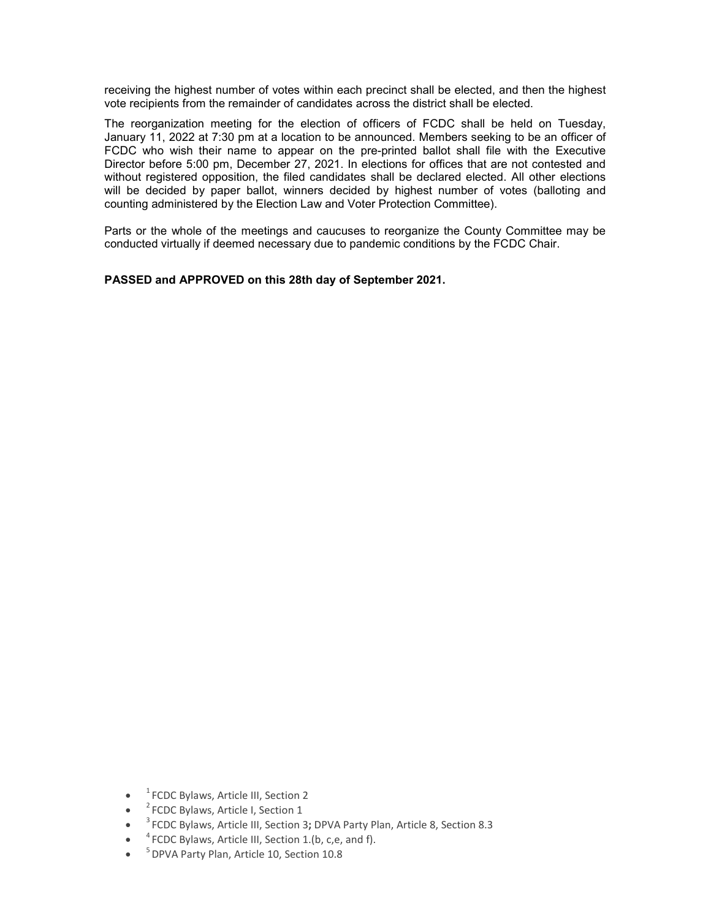receiving the highest number of votes within each precinct shall be elected, and then the highest vote recipients from the remainder of candidates across the district shall be elected.

The reorganization meeting for the election of officers of FCDC shall be held on Tuesday, January 11, 2022 at 7:30 pm at a location to be announced. Members seeking to be an officer of FCDC who wish their name to appear on the pre-printed ballot shall file with the Executive Director before 5:00 pm, December 27, 2021. In elections for offices that are not contested and without registered opposition, the filed candidates shall be declared elected. All other elections will be decided by paper ballot, winners decided by highest number of votes (balloting and counting administered by the Election Law and Voter Protection Committee).

Parts or the whole of the meetings and caucuses to reorganize the County Committee may be conducted virtually if deemed necessary due to pandemic conditions by the FCDC Chair.

**PASSED and APPROVED on this 28th day of September 2021.**

- [1] FCDC Bylaws, Article III, Section 2
- [2] FCDC Bylaws, Article I, Section 1
- [3] FCDC Bylaws, Article III, Section 3**;** DPVA Party Plan, Article 8, Section 8.3
- [4] FCDC Bylaws, Article III, Section 1.(b, c,e, and f).
- [5] DPVA Party Plan, Article 10, Section 10.8